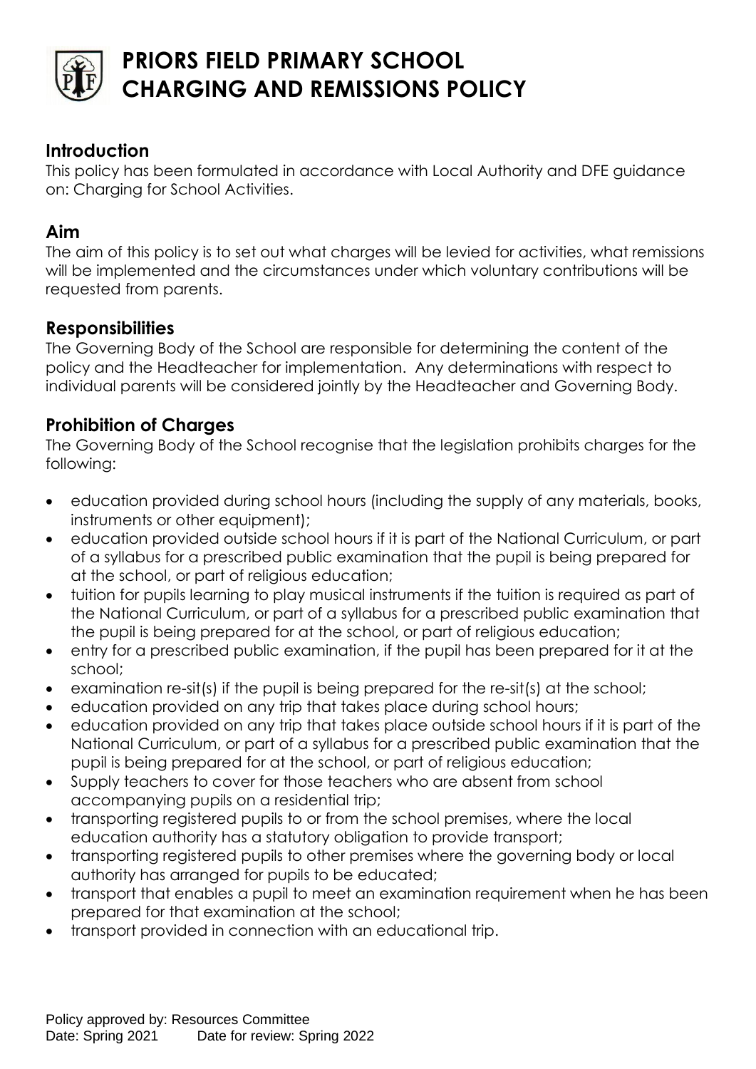# PRIORS FIELD PRIMARY SCHOOL CHARGING AND REMISSIONS POLICY

## Introduction

This policy has been formulated in accordance with Local Authority and DFE guidance on: Charging for School Activities.

## Aim

The aim of this policy is to set out what charges will be levied for activities, what remissions will be implemented and the circumstances under which voluntary contributions will be requested from parents.

## Responsibilities

The Governing Body of the School are responsible for determining the content of the policy and the Headteacher for implementation. Any determinations with respect to individual parents will be considered jointly by the Headteacher and Governing Body.

## Prohibition of Charges

The Governing Body of the School recognise that the legislation prohibits charges for the following:

- education provided during school hours (including the supply of any materials, books, instruments or other equipment);
- education provided outside school hours if it is part of the National Curriculum, or part of a syllabus for a prescribed public examination that the pupil is being prepared for at the school, or part of religious education;
- tuition for pupils learning to play musical instruments if the tuition is required as part of the National Curriculum, or part of a syllabus for a prescribed public examination that the pupil is being prepared for at the school, or part of religious education;
- entry for a prescribed public examination, if the pupil has been prepared for it at the school;
- examination re-sit(s) if the pupil is being prepared for the re-sit(s) at the school;
- education provided on any trip that takes place during school hours;
- education provided on any trip that takes place outside school hours if it is part of the National Curriculum, or part of a syllabus for a prescribed public examination that the pupil is being prepared for at the school, or part of religious education;
- Supply teachers to cover for those teachers who are absent from school accompanying pupils on a residential trip;
- transporting registered pupils to or from the school premises, where the local education authority has a statutory obligation to provide transport;
- transporting registered pupils to other premises where the governing body or local authority has arranged for pupils to be educated;
- transport that enables a pupil to meet an examination requirement when he has been prepared for that examination at the school;
- transport provided in connection with an educational trip.

Policy approved by: Resources Committee
Date: Spring 2021 Date for review: Spring 2022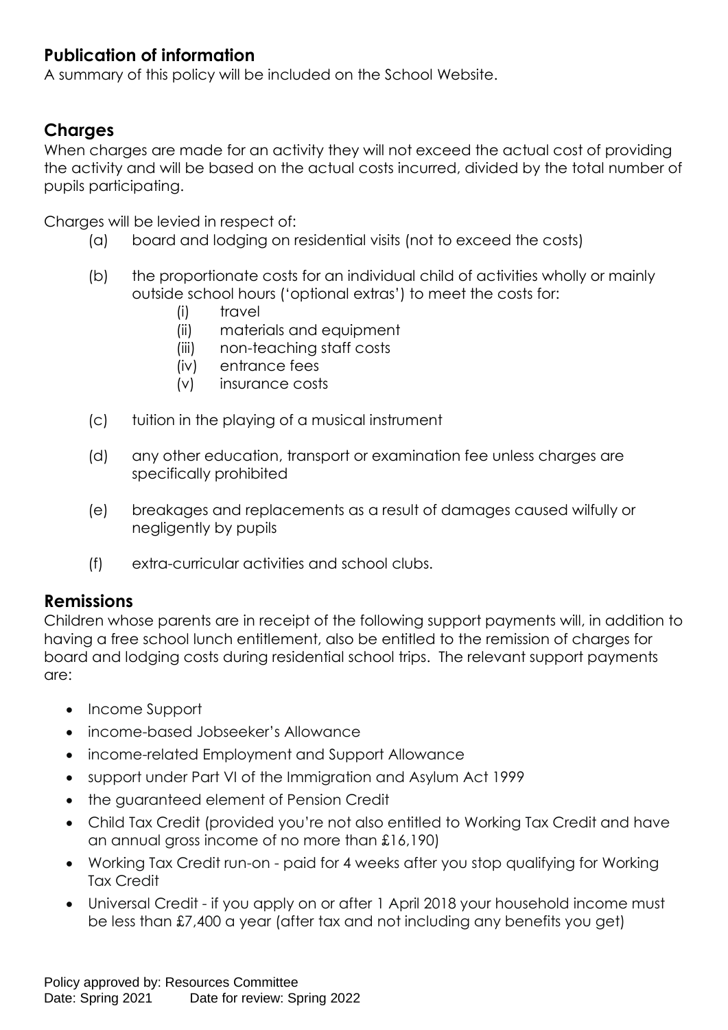## Publication of information

A summary of this policy will be included on the School Website.

## Charges

When charges are made for an activity they will not exceed the actual cost of providing the activity and will be based on the actual costs incurred, divided by the total number of pupils participating.

Charges will be levied in respect of:

(a) board and lodging on residential visits (not to exceed the costs)

(b) the proportionate costs for an individual child of activities wholly or mainly outside school hours ('optional extras') to meet the costs for:
   - (i) travel
   - (ii) materials and equipment
   - (iii) non-teaching staff costs
   - (iv) entrance fees
   - (v) insurance costs

(c) tuition in the playing of a musical instrument

(d) any other education, transport or examination fee unless charges are specifically prohibited

(e) breakages and replacements as a result of damages caused wilfully or negligently by pupils

(f) extra-curricular activities and school clubs.

## Remissions

Children whose parents are in receipt of the following support payments will, in addition to having a free school lunch entitlement, also be entitled to the remission of charges for board and lodging costs during residential school trips. The relevant support payments are:

- Income Support
- income-based Jobseeker's Allowance
- income-related Employment and Support Allowance
- support under Part VI of the Immigration and Asylum Act 1999
- the guaranteed element of Pension Credit
- Child Tax Credit (provided you're not also entitled to Working Tax Credit and have an annual gross income of no more than £16,190)
- Working Tax Credit run-on - paid for 4 weeks after you stop qualifying for Working Tax Credit
- Universal Credit - if you apply on or after 1 April 2018 your household income must be less than £7,400 a year (after tax and not including any benefits you get)

Policy approved by: Resources Committee
Date: Spring 2021 Date for review: Spring 2022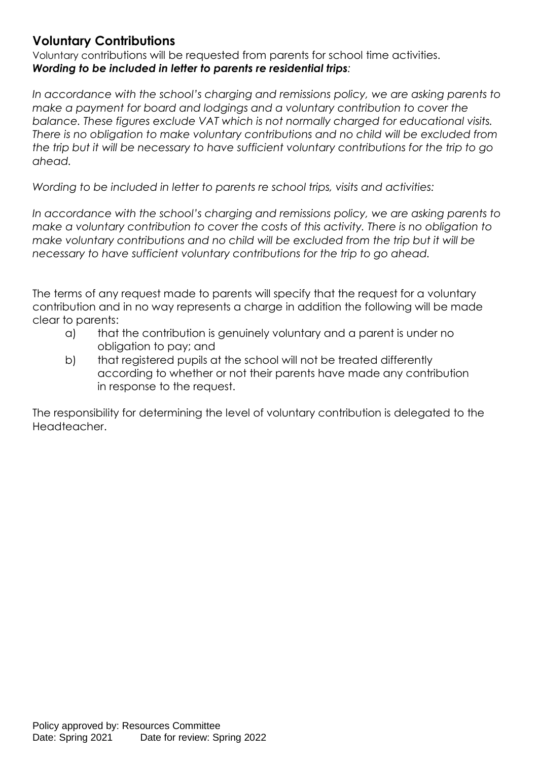## Voluntary Contributions

Voluntary contributions will be requested from parents for school time activities.
***Wording to be included in letter to parents re residential trips*:**

*In accordance with the school's charging and remissions policy, we are asking parents to make a payment for board and lodgings and a voluntary contribution to cover the balance. These figures exclude VAT which is not normally charged for educational visits. There is no obligation to make voluntary contributions and no child will be excluded from the trip but it will be necessary to have sufficient voluntary contributions for the trip to go ahead.*

*Wording to be included in letter to parents re school trips, visits and activities:*

*In accordance with the school's charging and remissions policy, we are asking parents to make a voluntary contribution to cover the costs of this activity. There is no obligation to make voluntary contributions and no child will be excluded from the trip but it will be necessary to have sufficient voluntary contributions for the trip to go ahead.*

The terms of any request made to parents will specify that the request for a voluntary contribution and in no way represents a charge in addition the following will be made clear to parents:

a) that the contribution is genuinely voluntary and a parent is under no obligation to pay; and
b) that registered pupils at the school will not be treated differently according to whether or not their parents have made any contribution in response to the request.

The responsibility for determining the level of voluntary contribution is delegated to the Headteacher.

Policy approved by: Resources Committee
Date: Spring 2021 Date for review: Spring 2022